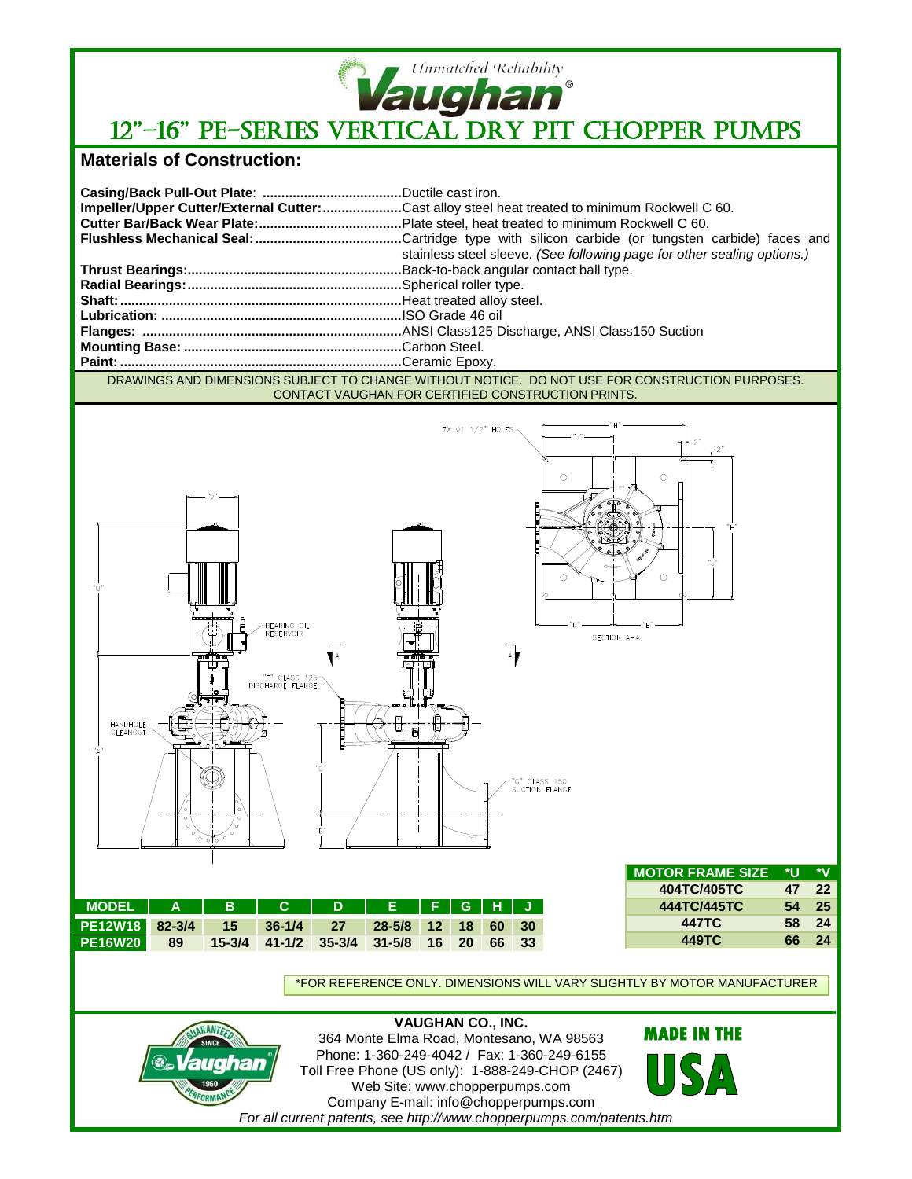*Unmatched Reliability*

**Vaughan®**

# 12"–16" PE-SERIES VERTICAL DRY PIT CHOPPER PUMPS

## Materials of Construction:

**Casing/Back Pull-Out Plate**: ....................................Ductile cast iron.
**Impeller/Upper Cutter/External Cutter:**....................Cast alloy steel heat treated to minimum Rockwell C 60.
**Cutter Bar/Back Wear Plate:**.....................................Plate steel, heat treated to minimum Rockwell C 60.
**Flushless Mechanical Seal:**.......................................Cartridge type with silicon carbide (or tungsten carbide) faces and stainless steel sleeve. *(See following page for other sealing options.)*
**Thrust Bearings:**.........................................................Back-to-back angular contact ball type.
**Radial Bearings:**.........................................................Spherical roller type.
**Shaft:**...........................................................................Heat treated alloy steel.
**Lubrication:** ................................................................ISO Grade 46 oil
**Flanges:** .....................................................................ANSI Class125 Discharge, ANSI Class150 Suction
**Mounting Base:** ..........................................................Carbon Steel.
**Paint:** ..........................................................................Ceramic Epoxy.

DRAWINGS AND DIMENSIONS SUBJECT TO CHANGE WITHOUT NOTICE. DO NOT USE FOR CONSTRUCTION PURPOSES. CONTACT VAUGHAN FOR CERTIFIED CONSTRUCTION PRINTS.

| MODEL | A | B | C | D | E | F | G | H | J |
|---|---|---|---|---|---|---|---|---|---|
| PE12W18 | 82-3/4 | 15 | 36-1/4 | 27 | 28-5/8 | 12 | 18 | 60 | 30 |
| PE16W20 | 89 | 15-3/4 | 41-1/2 | 35-3/4 | 31-5/8 | 16 | 20 | 66 | 33 |

| MOTOR FRAME SIZE | *U | *V |
|---|---|---|
| 404TC/405TC | 47 | 22 |
| 444TC/445TC | 54 | 25 |
| 447TC | 58 | 24 |
| 449TC | 66 | 24 |

*FOR REFERENCE ONLY. DIMENSIONS WILL VARY SLIGHTLY BY MOTOR MANUFACTURER

**VAUGHAN CO., INC.**
364 Monte Elma Road, Montesano, WA 98563
Phone: 1-360-249-4042 / Fax: 1-360-249-6155
Toll Free Phone (US only): 1-888-249-CHOP (2467)
Web Site: www.chopperpumps.com
Company E-mail: info@chopperpumps.com
*For all current patents, see http://www.chopperpumps.com/patents.htm*

MADE IN THE USA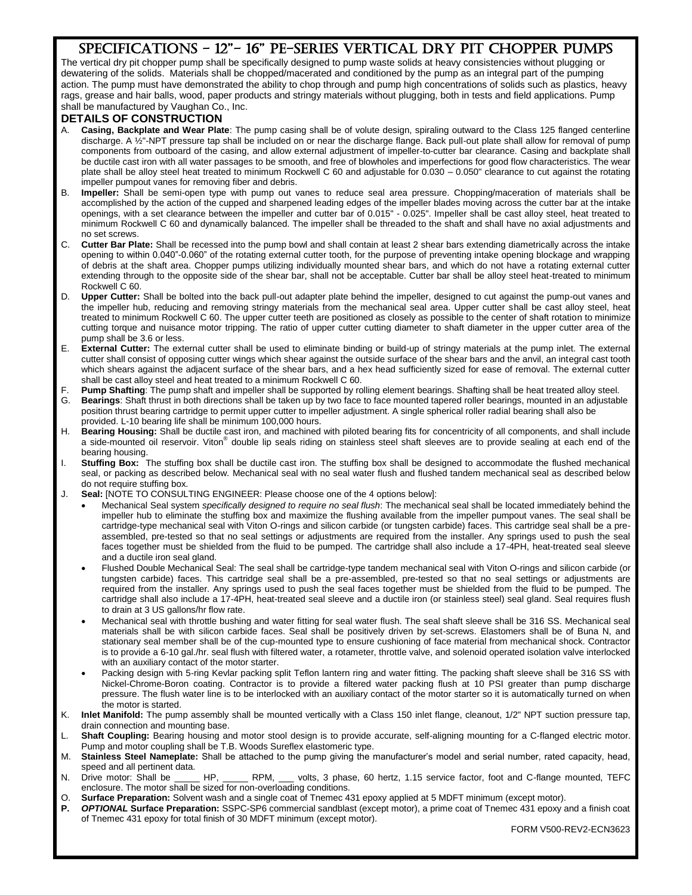# SPECIFICATIONS - 12"- 16" PE-SERIES VERTICAL DRY PIT CHOPPER PUMPS

The vertical dry pit chopper pump shall be specifically designed to pump waste solids at heavy consistencies without plugging or dewatering of the solids. Materials shall be chopped/macerated and conditioned by the pump as an integral part of the pumping action. The pump must have demonstrated the ability to chop through and pump high concentrations of solids such as plastics, heavy rags, grease and hair balls, wood, paper products and stringy materials without plugging, both in tests and field applications. Pump shall be manufactured by Vaughan Co., Inc.

## DETAILS OF CONSTRUCTION

A. **Casing, Backplate and Wear Plate**: The pump casing shall be of volute design, spiraling outward to the Class 125 flanged centerline discharge. A ½"-NPT pressure tap shall be included on or near the discharge flange. Back pull-out plate shall allow for removal of pump components from outboard of the casing, and allow external adjustment of impeller-to-cutter bar clearance. Casing and backplate shall be ductile cast iron with all water passages to be smooth, and free of blowholes and imperfections for good flow characteristics. The wear plate shall be alloy steel heat treated to minimum Rockwell C 60 and adjustable for 0.030 – 0.050" clearance to cut against the rotating impeller pumpout vanes for removing fiber and debris.

B. **Impeller:** Shall be semi-open type with pump out vanes to reduce seal area pressure. Chopping/maceration of materials shall be accomplished by the action of the cupped and sharpened leading edges of the impeller blades moving across the cutter bar at the intake openings, with a set clearance between the impeller and cutter bar of 0.015" - 0.025". Impeller shall be cast alloy steel, heat treated to minimum Rockwell C 60 and dynamically balanced. The impeller shall be threaded to the shaft and shall have no axial adjustments and no set screws.

C. **Cutter Bar Plate:** Shall be recessed into the pump bowl and shall contain at least 2 shear bars extending diametrically across the intake opening to within 0.040"-0.060" of the rotating external cutter tooth, for the purpose of preventing intake opening blockage and wrapping of debris at the shaft area. Chopper pumps utilizing individually mounted shear bars, and which do not have a rotating external cutter extending through to the opposite side of the shear bar, shall not be acceptable. Cutter bar shall be alloy steel heat-treated to minimum Rockwell C 60.

D. **Upper Cutter:** Shall be bolted into the back pull-out adapter plate behind the impeller, designed to cut against the pump-out vanes and the impeller hub, reducing and removing stringy materials from the mechanical seal area. Upper cutter shall be cast alloy steel, heat treated to minimum Rockwell C 60. The upper cutter teeth are positioned as closely as possible to the center of shaft rotation to minimize cutting torque and nuisance motor tripping. The ratio of upper cutter cutting diameter to shaft diameter in the upper cutter area of the pump shall be 3.6 or less.

E. **External Cutter:** The external cutter shall be used to eliminate binding or build-up of stringy materials at the pump inlet. The external cutter shall consist of opposing cutter wings which shear against the outside surface of the shear bars and the anvil, an integral cast tooth which shears against the adjacent surface of the shear bars, and a hex head sufficiently sized for ease of removal. The external cutter shall be cast alloy steel and heat treated to a minimum Rockwell C 60.

F. **Pump Shafting**: The pump shaft and impeller shall be supported by rolling element bearings. Shafting shall be heat treated alloy steel.

G. **Bearings**: Shaft thrust in both directions shall be taken up by two face to face mounted tapered roller bearings, mounted in an adjustable position thrust bearing cartridge to permit upper cutter to impeller adjustment. A single spherical roller radial bearing shall also be provided. L-10 bearing life shall be minimum 100,000 hours.

H. **Bearing Housing:** Shall be ductile cast iron, and machined with piloted bearing fits for concentricity of all components, and shall include a side-mounted oil reservoir. Viton® double lip seals riding on stainless steel shaft sleeves are to provide sealing at each end of the bearing housing.

I. **Stuffing Box:** The stuffing box shall be ductile cast iron. The stuffing box shall be designed to accommodate the flushed mechanical seal, or packing as described below. Mechanical seal with no seal water flush and flushed tandem mechanical seal as described below do not require stuffing box.

J. **Seal:** [NOTE TO CONSULTING ENGINEER: Please choose one of the 4 options below]:

- Mechanical Seal system *specifically designed to require no seal flush*: The mechanical seal shall be located immediately behind the impeller hub to eliminate the stuffing box and maximize the flushing available from the impeller pumpout vanes. The seal shall be cartridge-type mechanical seal with Viton O-rings and silicon carbide (or tungsten carbide) faces. This cartridge seal shall be a pre-assembled, pre-tested so that no seal settings or adjustments are required from the installer. Any springs used to push the seal faces together must be shielded from the fluid to be pumped. The cartridge shall also include a 17-4PH, heat-treated seal sleeve and a ductile iron seal gland.
- Flushed Double Mechanical Seal: The seal shall be cartridge-type tandem mechanical seal with Viton O-rings and silicon carbide (or tungsten carbide) faces. This cartridge seal shall be a pre-assembled, pre-tested so that no seal settings or adjustments are required from the installer. Any springs used to push the seal faces together must be shielded from the fluid to be pumped. The cartridge shall also include a 17-4PH, heat-treated seal sleeve and a ductile iron (or stainless steel) seal gland. Seal requires flush to drain at 3 US gallons/hr flow rate.
- Mechanical seal with throttle bushing and water fitting for seal water flush. The seal shaft sleeve shall be 316 SS. Mechanical seal materials shall be with silicon carbide faces. Seal shall be positively driven by set-screws. Elastomers shall be of Buna N, and stationary seal member shall be of the cup-mounted type to ensure cushioning of face material from mechanical shock. Contractor is to provide a 6-10 gal./hr. seal flush with filtered water, a rotameter, throttle valve, and solenoid operated isolation valve interlocked with an auxiliary contact of the motor starter.
- Packing design with 5-ring Kevlar packing split Teflon lantern ring and water fitting. The packing shaft sleeve shall be 316 SS with Nickel-Chrome-Boron coating. Contractor is to provide a filtered water packing flush at 10 PSI greater than pump discharge pressure. The flush water line is to be interlocked with an auxiliary contact of the motor starter so it is automatically turned on when the motor is started.

K. **Inlet Manifold:** The pump assembly shall be mounted vertically with a Class 150 inlet flange, cleanout, 1/2" NPT suction pressure tap, drain connection and mounting base.

L. **Shaft Coupling:** Bearing housing and motor stool design is to provide accurate, self-aligning mounting for a C-flanged electric motor. Pump and motor coupling shall be T.B. Woods Sureflex elastomeric type.

M. **Stainless Steel Nameplate:** Shall be attached to the pump giving the manufacturer's model and serial number, rated capacity, head, speed and all pertinent data.

N. Drive motor: Shall be _____ HP, _____ RPM, ___ volts, 3 phase, 60 hertz, 1.15 service factor, foot and C-flange mounted, TEFC enclosure. The motor shall be sized for non-overloading conditions.

O. **Surface Preparation:** Solvent wash and a single coat of Tnemec 431 epoxy applied at 5 MDFT minimum (except motor).

**P.** ***OPTIONAL* Surface Preparation:** SSPC-SP6 commercial sandblast (except motor), a prime coat of Tnemec 431 epoxy and a finish coat of Tnemec 431 epoxy for total finish of 30 MDFT minimum (except motor).

FORM V500-REV2-ECN3623